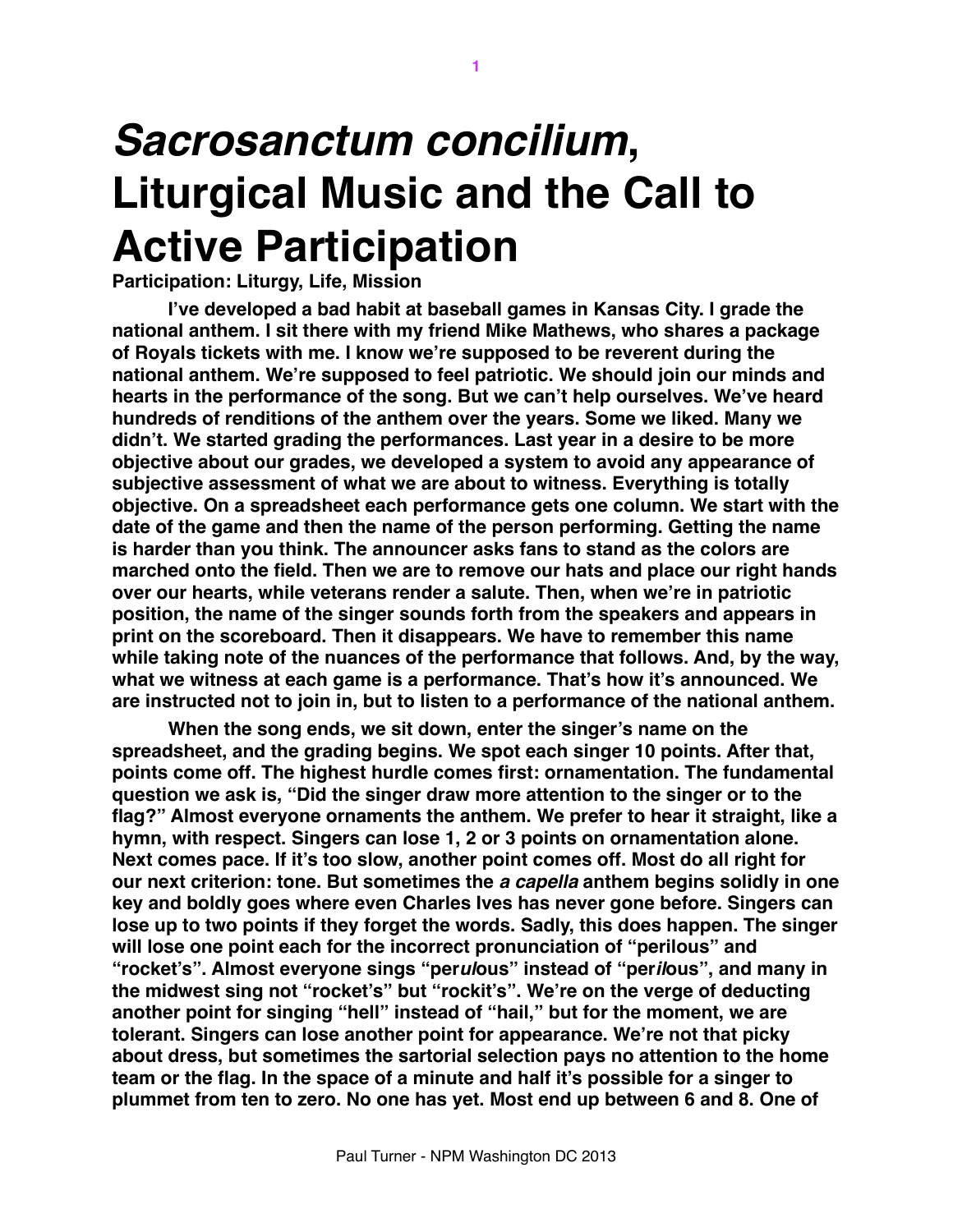# *Sacrosanctum concilium*, Liturgical Music and the Call to Active Participation

**Participation: Liturgy, Life, Mission**

**I've developed a bad habit at baseball games in Kansas City. I grade the national anthem. I sit there with my friend Mike Mathews, who shares a package of Royals tickets with me. I know we're supposed to be reverent during the national anthem. We're supposed to feel patriotic. We should join our minds and hearts in the performance of the song. But we can't help ourselves. We've heard hundreds of renditions of the anthem over the years. Some we liked. Many we didn't. We started grading the performances. Last year in a desire to be more objective about our grades, we developed a system to avoid any appearance of subjective assessment of what we are about to witness. Everything is totally objective. On a spreadsheet each performance gets one column. We start with the date of the game and then the name of the person performing. Getting the name is harder than you think. The announcer asks fans to stand as the colors are marched onto the field. Then we are to remove our hats and place our right hands over our hearts, while veterans render a salute. Then, when we're in patriotic position, the name of the singer sounds forth from the speakers and appears in print on the scoreboard. Then it disappears. We have to remember this name while taking note of the nuances of the performance that follows. And, by the way, what we witness at each game is a performance. That's how it's announced. We are instructed not to join in, but to listen to a performance of the national anthem.**

**When the song ends, we sit down, enter the singer's name on the spreadsheet, and the grading begins. We spot each singer 10 points. After that, points come off. The highest hurdle comes first: ornamentation. The fundamental question we ask is, "Did the singer draw more attention to the singer or to the flag?" Almost everyone ornaments the anthem. We prefer to hear it straight, like a hymn, with respect. Singers can lose 1, 2 or 3 points on ornamentation alone. Next comes pace. If it's too slow, another point comes off. Most do all right for our next criterion: tone. But sometimes the *a capella* anthem begins solidly in one key and boldly goes where even Charles Ives has never gone before. Singers can lose up to two points if they forget the words. Sadly, this does happen. The singer will lose one point each for the incorrect pronunciation of "perilous" and "rocket's". Almost everyone sings "per*ul*ous" instead of "per*il*ous", and many in the midwest sing not "rocket's" but "rockit's". We're on the verge of deducting another point for singing "hell" instead of "hail," but for the moment, we are tolerant. Singers can lose another point for appearance. We're not that picky about dress, but sometimes the sartorial selection pays no attention to the home team or the flag. In the space of a minute and half it's possible for a singer to plummet from ten to zero. No one has yet. Most end up between 6 and 8. One of**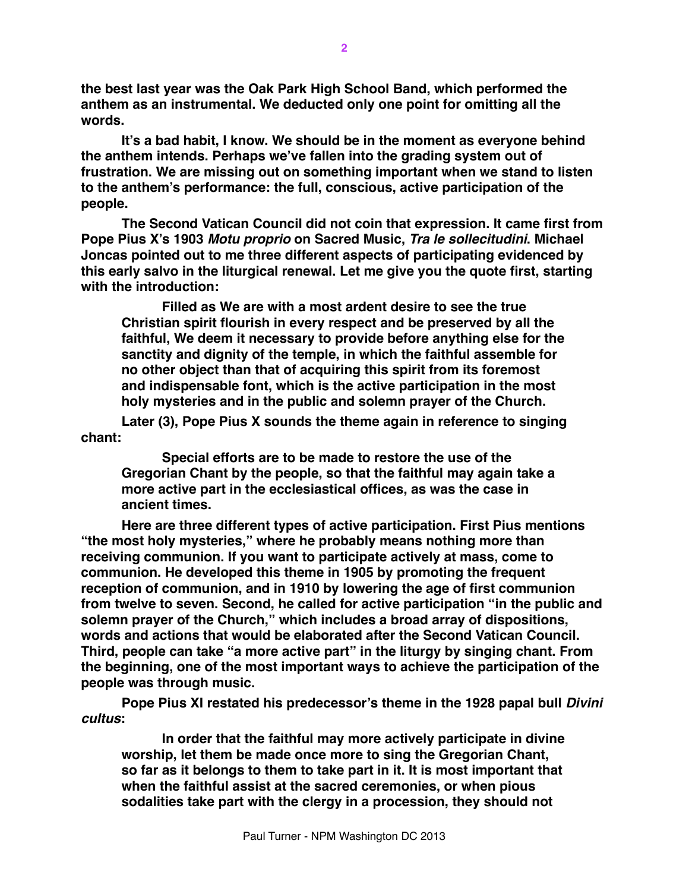the best last year was the Oak Park High School Band, which performed the anthem as an instrumental. We deducted only one point for omitting all the words.

It's a bad habit, I know. We should be in the moment as everyone behind the anthem intends. Perhaps we've fallen into the grading system out of frustration. We are missing out on something important when we stand to listen to the anthem's performance: the full, conscious, active participation of the people.

The Second Vatican Council did not coin that expression. It came first from Pope Pius X's 1903 *Motu proprio* on Sacred Music, *Tra le sollecitudini*. Michael Joncas pointed out to me three different aspects of participating evidenced by this early salvo in the liturgical renewal. Let me give you the quote first, starting with the introduction:

> Filled as We are with a most ardent desire to see the true Christian spirit flourish in every respect and be preserved by all the faithful, We deem it necessary to provide before anything else for the sanctity and dignity of the temple, in which the faithful assemble for no other object than that of acquiring this spirit from its foremost and indispensable font, which is the active participation in the most holy mysteries and in the public and solemn prayer of the Church.

Later (3), Pope Pius X sounds the theme again in reference to singing chant:

> Special efforts are to be made to restore the use of the Gregorian Chant by the people, so that the faithful may again take a more active part in the ecclesiastical offices, as was the case in ancient times.

Here are three different types of active participation. First Pius mentions "the most holy mysteries," where he probably means nothing more than receiving communion. If you want to participate actively at mass, come to communion. He developed this theme in 1905 by promoting the frequent reception of communion, and in 1910 by lowering the age of first communion from twelve to seven. Second, he called for active participation "in the public and solemn prayer of the Church," which includes a broad array of dispositions, words and actions that would be elaborated after the Second Vatican Council. Third, people can take "a more active part" in the liturgy by singing chant. From the beginning, one of the most important ways to achieve the participation of the people was through music.

Pope Pius XI restated his predecessor's theme in the 1928 papal bull *Divini cultus*:

> In order that the faithful may more actively participate in divine worship, let them be made once more to sing the Gregorian Chant, so far as it belongs to them to take part in it. It is most important that when the faithful assist at the sacred ceremonies, or when pious sodalities take part with the clergy in a procession, they should not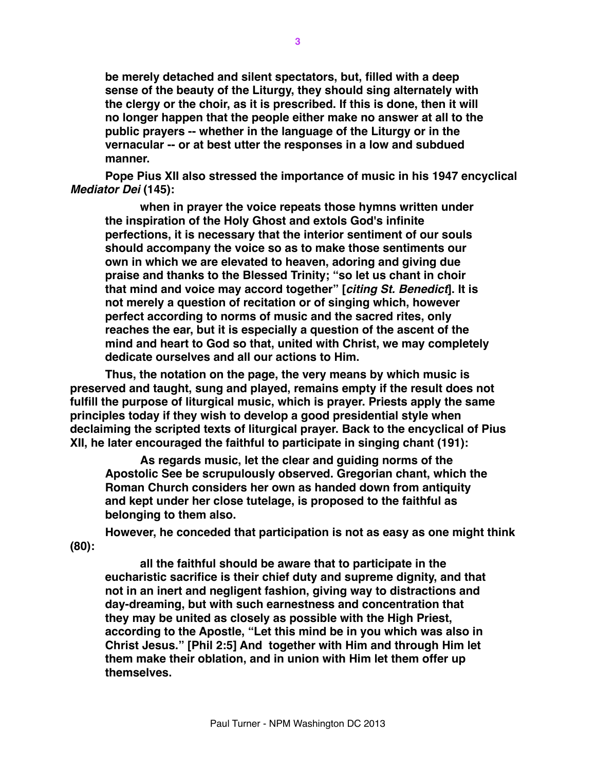be merely detached and silent spectators, but, filled with a deep sense of the beauty of the Liturgy, they should sing alternately with the clergy or the choir, as it is prescribed. If this is done, then it will no longer happen that the people either make no answer at all to the public prayers -- whether in the language of the Liturgy or in the vernacular -- or at best utter the responses in a low and subdued manner.

Pope Pius XII also stressed the importance of music in his 1947 encyclical ***Mediator Dei*** (145):

> when in prayer the voice repeats those hymns written under the inspiration of the Holy Ghost and extols God's infinite perfections, it is necessary that the interior sentiment of our souls should accompany the voice so as to make those sentiments our own in which we are elevated to heaven, adoring and giving due praise and thanks to the Blessed Trinity; "so let us chant in choir that mind and voice may accord together" [*citing St. Benedict*]. It is not merely a question of recitation or of singing which, however perfect according to norms of music and the sacred rites, only reaches the ear, but it is especially a question of the ascent of the mind and heart to God so that, united with Christ, we may completely dedicate ourselves and all our actions to Him.

Thus, the notation on the page, the very means by which music is preserved and taught, sung and played, remains empty if the result does not fulfill the purpose of liturgical music, which is prayer. Priests apply the same principles today if they wish to develop a good presidential style when declaiming the scripted texts of liturgical prayer. Back to the encyclical of Pius XII, he later encouraged the faithful to participate in singing chant (191):

> As regards music, let the clear and guiding norms of the Apostolic See be scrupulously observed. Gregorian chant, which the Roman Church considers her own as handed down from antiquity and kept under her close tutelage, is proposed to the faithful as belonging to them also.

However, he conceded that participation is not as easy as one might think (80):

> all the faithful should be aware that to participate in the eucharistic sacrifice is their chief duty and supreme dignity, and that not in an inert and negligent fashion, giving way to distractions and day-dreaming, but with such earnestness and concentration that they may be united as closely as possible with the High Priest, according to the Apostle, "Let this mind be in you which was also in Christ Jesus." [Phil 2:5] And together with Him and through Him let them make their oblation, and in union with Him let them offer up themselves.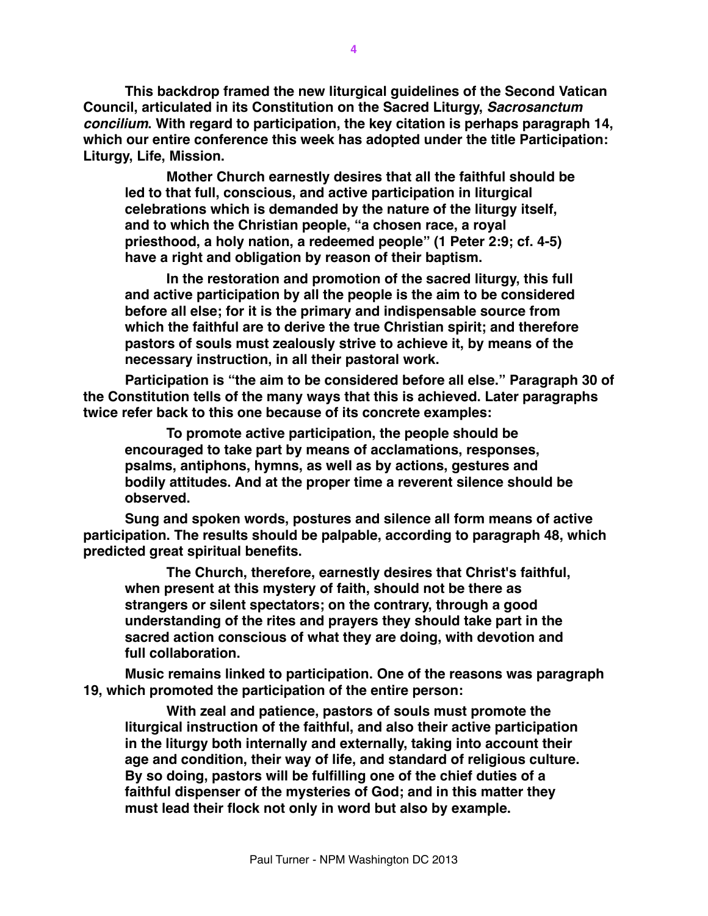This backdrop framed the new liturgical guidelines of the Second Vatican Council, articulated in its Constitution on the Sacred Liturgy, ***Sacrosanctum concilium***. With regard to participation, the key citation is perhaps paragraph 14, which our entire conference this week has adopted under the title Participation: Liturgy, Life, Mission.

> Mother Church earnestly desires that all the faithful should be led to that full, conscious, and active participation in liturgical celebrations which is demanded by the nature of the liturgy itself, and to which the Christian people, "a chosen race, a royal priesthood, a holy nation, a redeemed people" (1 Peter 2:9; cf. 4-5) have a right and obligation by reason of their baptism.
>
> In the restoration and promotion of the sacred liturgy, this full and active participation by all the people is the aim to be considered before all else; for it is the primary and indispensable source from which the faithful are to derive the true Christian spirit; and therefore pastors of souls must zealously strive to achieve it, by means of the necessary instruction, in all their pastoral work.

Participation is "the aim to be considered before all else." Paragraph 30 of the Constitution tells of the many ways that this is achieved. Later paragraphs twice refer back to this one because of its concrete examples:

> To promote active participation, the people should be encouraged to take part by means of acclamations, responses, psalms, antiphons, hymns, as well as by actions, gestures and bodily attitudes. And at the proper time a reverent silence should be observed.

Sung and spoken words, postures and silence all form means of active participation. The results should be palpable, according to paragraph 48, which predicted great spiritual benefits.

> The Church, therefore, earnestly desires that Christ's faithful, when present at this mystery of faith, should not be there as strangers or silent spectators; on the contrary, through a good understanding of the rites and prayers they should take part in the sacred action conscious of what they are doing, with devotion and full collaboration.

Music remains linked to participation. One of the reasons was paragraph 19, which promoted the participation of the entire person:

> With zeal and patience, pastors of souls must promote the liturgical instruction of the faithful, and also their active participation in the liturgy both internally and externally, taking into account their age and condition, their way of life, and standard of religious culture. By so doing, pastors will be fulfilling one of the chief duties of a faithful dispenser of the mysteries of God; and in this matter they must lead their flock not only in word but also by example.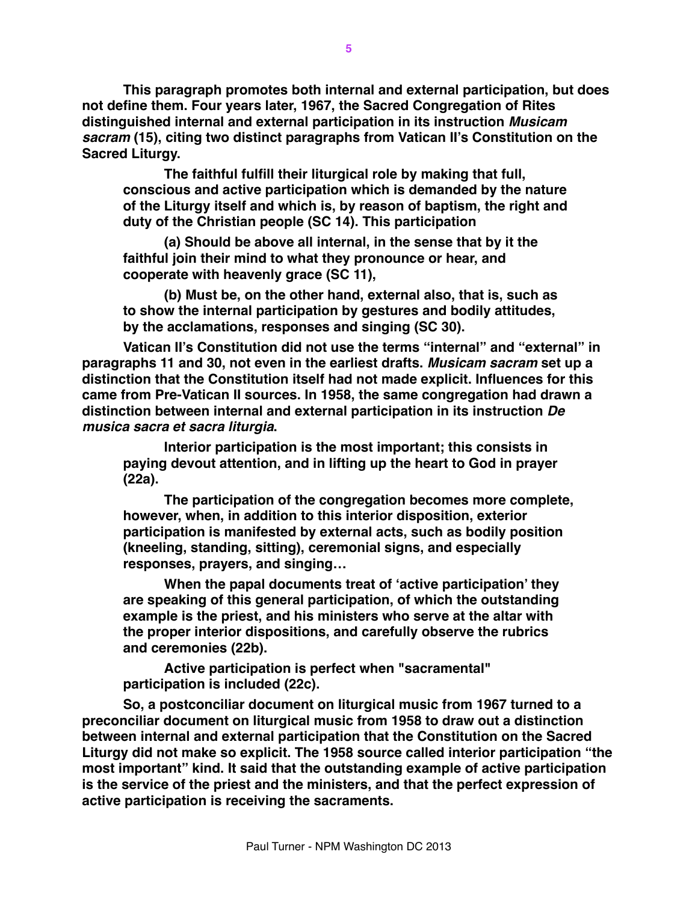**This paragraph promotes both internal and external participation, but does not define them. Four years later, 1967, the Sacred Congregation of Rites distinguished internal and external participation in its instruction *Musicam sacram* (15), citing two distinct paragraphs from Vatican II's Constitution on the Sacred Liturgy.**

> **The faithful fulfill their liturgical role by making that full, conscious and active participation which is demanded by the nature of the Liturgy itself and which is, by reason of baptism, the right and duty of the Christian people (SC 14). This participation**
>
> **(a) Should be above all internal, in the sense that by it the faithful join their mind to what they pronounce or hear, and cooperate with heavenly grace (SC 11),**
>
> **(b) Must be, on the other hand, external also, that is, such as to show the internal participation by gestures and bodily attitudes, by the acclamations, responses and singing (SC 30).**

**Vatican II's Constitution did not use the terms "internal" and "external" in paragraphs 11 and 30, not even in the earliest drafts. *Musicam sacram* set up a distinction that the Constitution itself had not made explicit. Influences for this came from Pre-Vatican II sources. In 1958, the same congregation had drawn a distinction between internal and external participation in its instruction *De musica sacra et sacra liturgia*.**

> **Interior participation is the most important; this consists in paying devout attention, and in lifting up the heart to God in prayer (22a).**
>
> **The participation of the congregation becomes more complete, however, when, in addition to this interior disposition, exterior participation is manifested by external acts, such as bodily position (kneeling, standing, sitting), ceremonial signs, and especially responses, prayers, and singing…**
>
> **When the papal documents treat of 'active participation' they are speaking of this general participation, of which the outstanding example is the priest, and his ministers who serve at the altar with the proper interior dispositions, and carefully observe the rubrics and ceremonies (22b).**
>
> **Active participation is perfect when "sacramental" participation is included (22c).**

**So, a postconciliar document on liturgical music from 1967 turned to a preconciliar document on liturgical music from 1958 to draw out a distinction between internal and external participation that the Constitution on the Sacred Liturgy did not make so explicit. The 1958 source called interior participation "the most important" kind. It said that the outstanding example of active participation is the service of the priest and the ministers, and that the perfect expression of active participation is receiving the sacraments.**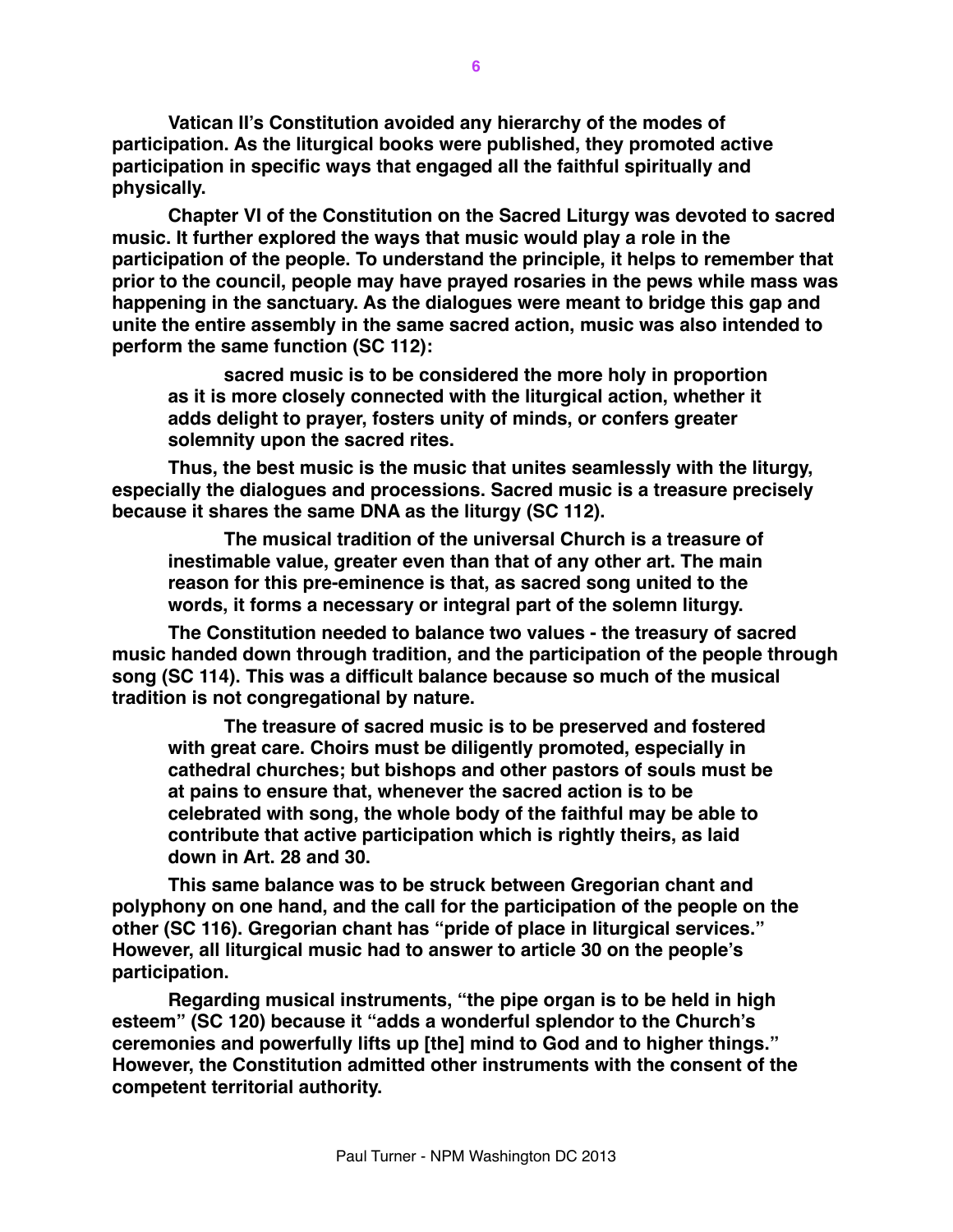Vatican II's Constitution avoided any hierarchy of the modes of participation. As the liturgical books were published, they promoted active participation in specific ways that engaged all the faithful spiritually and physically.

Chapter VI of the Constitution on the Sacred Liturgy was devoted to sacred music. It further explored the ways that music would play a role in the participation of the people. To understand the principle, it helps to remember that prior to the council, people may have prayed rosaries in the pews while mass was happening in the sanctuary. As the dialogues were meant to bridge this gap and unite the entire assembly in the same sacred action, music was also intended to perform the same function (SC 112):

> sacred music is to be considered the more holy in proportion as it is more closely connected with the liturgical action, whether it adds delight to prayer, fosters unity of minds, or confers greater solemnity upon the sacred rites.

Thus, the best music is the music that unites seamlessly with the liturgy, especially the dialogues and processions. Sacred music is a treasure precisely because it shares the same DNA as the liturgy (SC 112).

> The musical tradition of the universal Church is a treasure of inestimable value, greater even than that of any other art. The main reason for this pre-eminence is that, as sacred song united to the words, it forms a necessary or integral part of the solemn liturgy.

The Constitution needed to balance two values - the treasury of sacred music handed down through tradition, and the participation of the people through song (SC 114). This was a difficult balance because so much of the musical tradition is not congregational by nature.

> The treasure of sacred music is to be preserved and fostered with great care. Choirs must be diligently promoted, especially in cathedral churches; but bishops and other pastors of souls must be at pains to ensure that, whenever the sacred action is to be celebrated with song, the whole body of the faithful may be able to contribute that active participation which is rightly theirs, as laid down in Art. 28 and 30.

This same balance was to be struck between Gregorian chant and polyphony on one hand, and the call for the participation of the people on the other (SC 116). Gregorian chant has "pride of place in liturgical services." However, all liturgical music had to answer to article 30 on the people's participation.

Regarding musical instruments, "the pipe organ is to be held in high esteem" (SC 120) because it "adds a wonderful splendor to the Church's ceremonies and powerfully lifts up [the] mind to God and to higher things." However, the Constitution admitted other instruments with the consent of the competent territorial authority.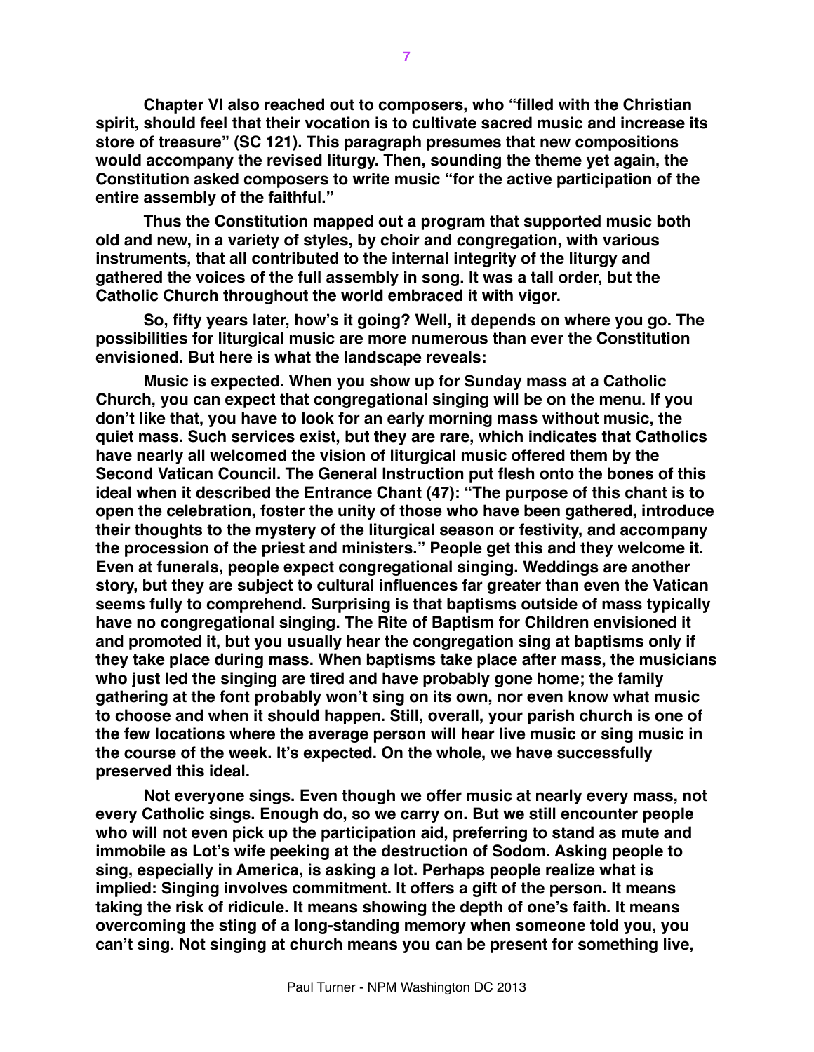Chapter VI also reached out to composers, who "filled with the Christian spirit, should feel that their vocation is to cultivate sacred music and increase its store of treasure" (SC 121). This paragraph presumes that new compositions would accompany the revised liturgy. Then, sounding the theme yet again, the Constitution asked composers to write music "for the active participation of the entire assembly of the faithful."

Thus the Constitution mapped out a program that supported music both old and new, in a variety of styles, by choir and congregation, with various instruments, that all contributed to the internal integrity of the liturgy and gathered the voices of the full assembly in song. It was a tall order, but the Catholic Church throughout the world embraced it with vigor.

So, fifty years later, how's it going? Well, it depends on where you go. The possibilities for liturgical music are more numerous than ever the Constitution envisioned. But here is what the landscape reveals:

Music is expected. When you show up for Sunday mass at a Catholic Church, you can expect that congregational singing will be on the menu. If you don't like that, you have to look for an early morning mass without music, the quiet mass. Such services exist, but they are rare, which indicates that Catholics have nearly all welcomed the vision of liturgical music offered them by the Second Vatican Council. The General Instruction put flesh onto the bones of this ideal when it described the Entrance Chant (47): "The purpose of this chant is to open the celebration, foster the unity of those who have been gathered, introduce their thoughts to the mystery of the liturgical season or festivity, and accompany the procession of the priest and ministers." People get this and they welcome it. Even at funerals, people expect congregational singing. Weddings are another story, but they are subject to cultural influences far greater than even the Vatican seems fully to comprehend. Surprising is that baptisms outside of mass typically have no congregational singing. The Rite of Baptism for Children envisioned it and promoted it, but you usually hear the congregation sing at baptisms only if they take place during mass. When baptisms take place after mass, the musicians who just led the singing are tired and have probably gone home; the family gathering at the font probably won't sing on its own, nor even know what music to choose and when it should happen. Still, overall, your parish church is one of the few locations where the average person will hear live music or sing music in the course of the week. It's expected. On the whole, we have successfully preserved this ideal.

Not everyone sings. Even though we offer music at nearly every mass, not every Catholic sings. Enough do, so we carry on. But we still encounter people who will not even pick up the participation aid, preferring to stand as mute and immobile as Lot's wife peeking at the destruction of Sodom. Asking people to sing, especially in America, is asking a lot. Perhaps people realize what is implied: Singing involves commitment. It offers a gift of the person. It means taking the risk of ridicule. It means showing the depth of one's faith. It means overcoming the sting of a long-standing memory when someone told you, you can't sing. Not singing at church means you can be present for something live,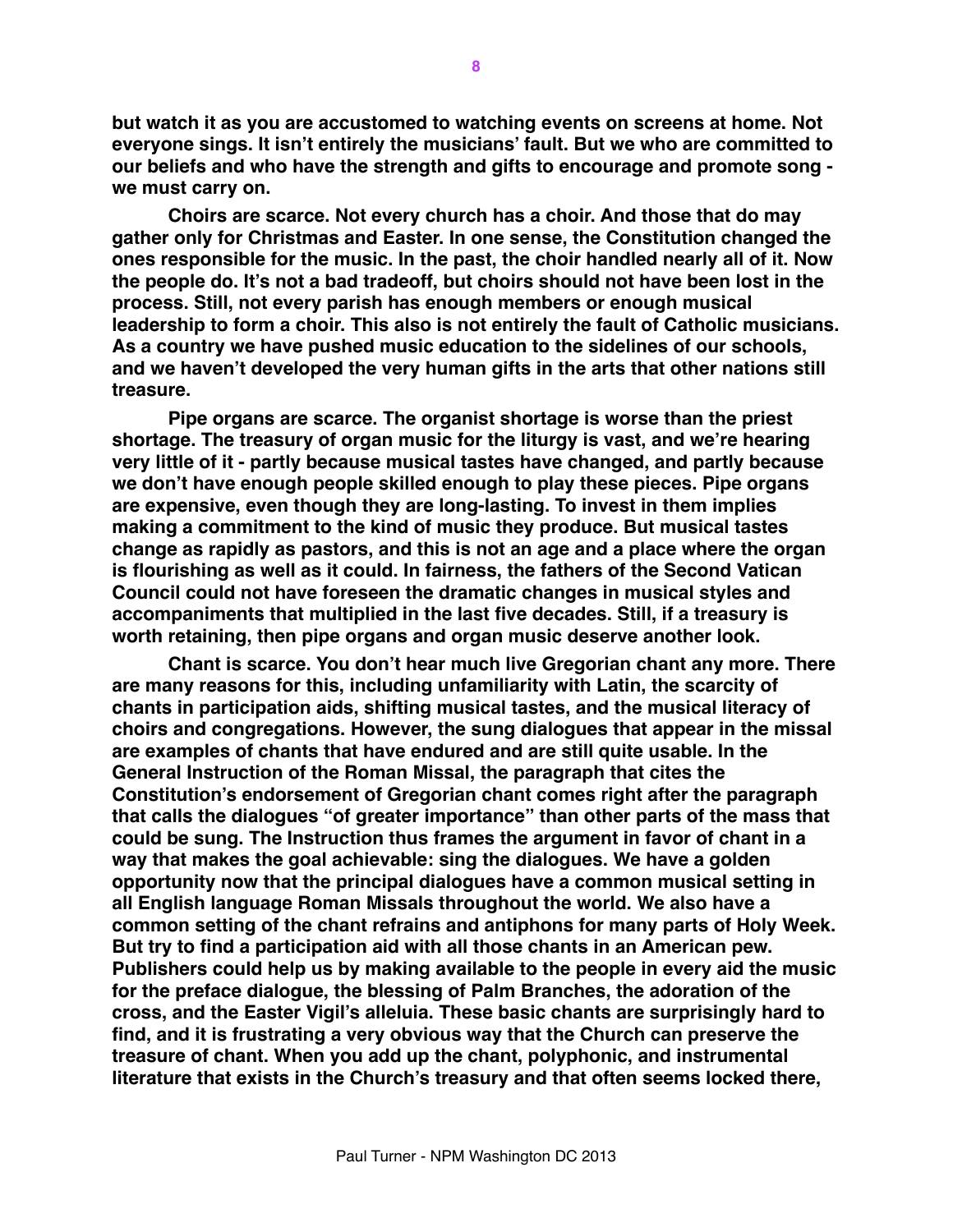**but watch it as you are accustomed to watching events on screens at home. Not everyone sings. It isn't entirely the musicians' fault. But we who are committed to our beliefs and who have the strength and gifts to encourage and promote song - we must carry on.**

**Choirs are scarce. Not every church has a choir. And those that do may gather only for Christmas and Easter. In one sense, the Constitution changed the ones responsible for the music. In the past, the choir handled nearly all of it. Now the people do. It's not a bad tradeoff, but choirs should not have been lost in the process. Still, not every parish has enough members or enough musical leadership to form a choir. This also is not entirely the fault of Catholic musicians. As a country we have pushed music education to the sidelines of our schools, and we haven't developed the very human gifts in the arts that other nations still treasure.**

**Pipe organs are scarce. The organist shortage is worse than the priest shortage. The treasury of organ music for the liturgy is vast, and we're hearing very little of it - partly because musical tastes have changed, and partly because we don't have enough people skilled enough to play these pieces. Pipe organs are expensive, even though they are long-lasting. To invest in them implies making a commitment to the kind of music they produce. But musical tastes change as rapidly as pastors, and this is not an age and a place where the organ is flourishing as well as it could. In fairness, the fathers of the Second Vatican Council could not have foreseen the dramatic changes in musical styles and accompaniments that multiplied in the last five decades. Still, if a treasury is worth retaining, then pipe organs and organ music deserve another look.**

**Chant is scarce. You don't hear much live Gregorian chant any more. There are many reasons for this, including unfamiliarity with Latin, the scarcity of chants in participation aids, shifting musical tastes, and the musical literacy of choirs and congregations. However, the sung dialogues that appear in the missal are examples of chants that have endured and are still quite usable. In the General Instruction of the Roman Missal, the paragraph that cites the Constitution's endorsement of Gregorian chant comes right after the paragraph that calls the dialogues "of greater importance" than other parts of the mass that could be sung. The Instruction thus frames the argument in favor of chant in a way that makes the goal achievable: sing the dialogues. We have a golden opportunity now that the principal dialogues have a common musical setting in all English language Roman Missals throughout the world. We also have a common setting of the chant refrains and antiphons for many parts of Holy Week. But try to find a participation aid with all those chants in an American pew. Publishers could help us by making available to the people in every aid the music for the preface dialogue, the blessing of Palm Branches, the adoration of the cross, and the Easter Vigil's alleluia. These basic chants are surprisingly hard to find, and it is frustrating a very obvious way that the Church can preserve the treasure of chant. When you add up the chant, polyphonic, and instrumental literature that exists in the Church's treasury and that often seems locked there,**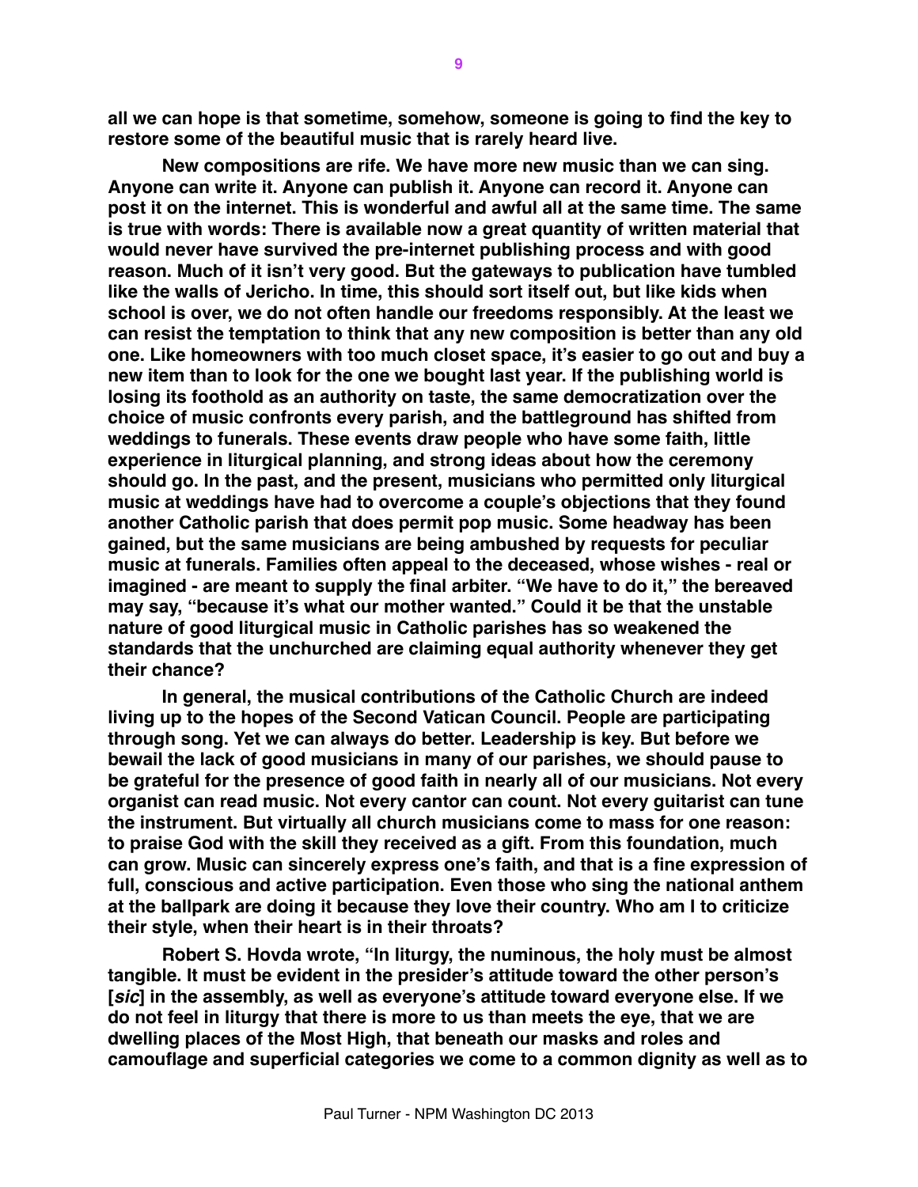**all we can hope is that sometime, somehow, someone is going to find the key to restore some of the beautiful music that is rarely heard live.**

**New compositions are rife. We have more new music than we can sing. Anyone can write it. Anyone can publish it. Anyone can record it. Anyone can post it on the internet. This is wonderful and awful all at the same time. The same is true with words: There is available now a great quantity of written material that would never have survived the pre-internet publishing process and with good reason. Much of it isn't very good. But the gateways to publication have tumbled like the walls of Jericho. In time, this should sort itself out, but like kids when school is over, we do not often handle our freedoms responsibly. At the least we can resist the temptation to think that any new composition is better than any old one. Like homeowners with too much closet space, it's easier to go out and buy a new item than to look for the one we bought last year. If the publishing world is losing its foothold as an authority on taste, the same democratization over the choice of music confronts every parish, and the battleground has shifted from weddings to funerals. These events draw people who have some faith, little experience in liturgical planning, and strong ideas about how the ceremony should go. In the past, and the present, musicians who permitted only liturgical music at weddings have had to overcome a couple's objections that they found another Catholic parish that does permit pop music. Some headway has been gained, but the same musicians are being ambushed by requests for peculiar music at funerals. Families often appeal to the deceased, whose wishes - real or imagined - are meant to supply the final arbiter. "We have to do it," the bereaved may say, "because it's what our mother wanted." Could it be that the unstable nature of good liturgical music in Catholic parishes has so weakened the standards that the unchurched are claiming equal authority whenever they get their chance?**

**In general, the musical contributions of the Catholic Church are indeed living up to the hopes of the Second Vatican Council. People are participating through song. Yet we can always do better. Leadership is key. But before we bewail the lack of good musicians in many of our parishes, we should pause to be grateful for the presence of good faith in nearly all of our musicians. Not every organist can read music. Not every cantor can count. Not every guitarist can tune the instrument. But virtually all church musicians come to mass for one reason: to praise God with the skill they received as a gift. From this foundation, much can grow. Music can sincerely express one's faith, and that is a fine expression of full, conscious and active participation. Even those who sing the national anthem at the ballpark are doing it because they love their country. Who am I to criticize their style, when their heart is in their throats?**

**Robert S. Hovda wrote, "In liturgy, the numinous, the holy must be almost tangible. It must be evident in the presider's attitude toward the other person's [*sic*] in the assembly, as well as everyone's attitude toward everyone else. If we do not feel in liturgy that there is more to us than meets the eye, that we are dwelling places of the Most High, that beneath our masks and roles and camouflage and superficial categories we come to a common dignity as well as to**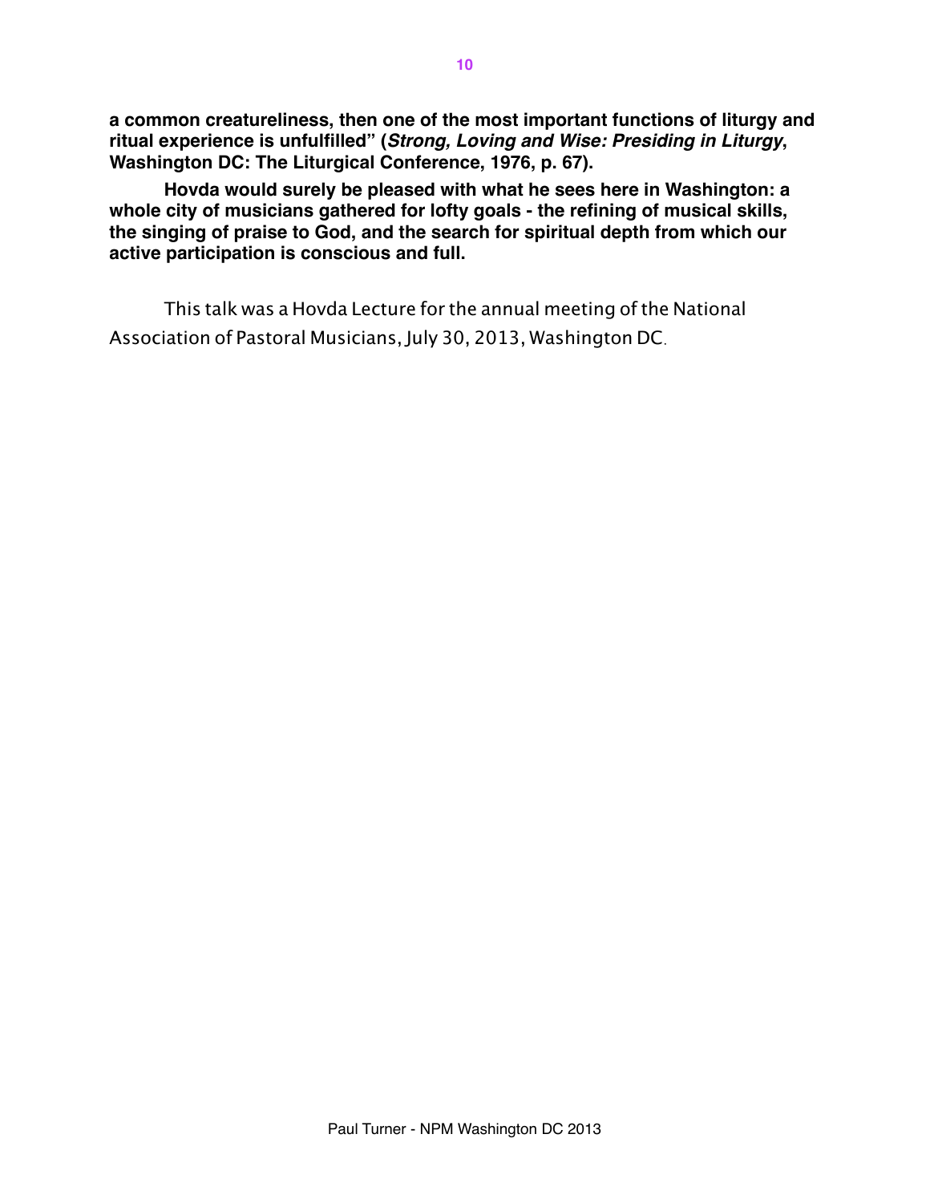**a common creatureliness, then one of the most important functions of liturgy and ritual experience is unfulfilled" (*Strong, Loving and Wise: Presiding in Liturgy*, Washington DC: The Liturgical Conference, 1976, p. 67).**

**Hovda would surely be pleased with what he sees here in Washington: a whole city of musicians gathered for lofty goals - the refining of musical skills, the singing of praise to God, and the search for spiritual depth from which our active participation is conscious and full.**

This talk was a Hovda Lecture for the annual meeting of the National Association of Pastoral Musicians, July 30, 2013, Washington DC.